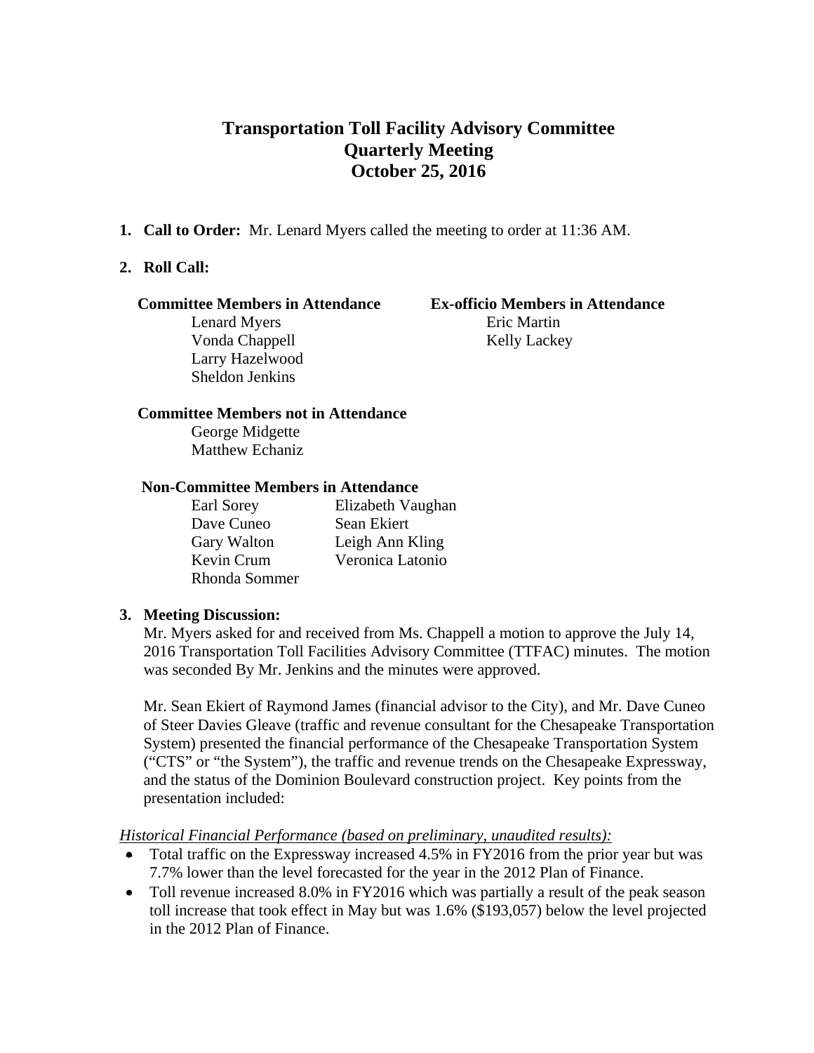# Transportation Toll Facility Advisory Committee
# Quarterly Meeting
# October 25, 2016

1. **Call to Order:** Mr. Lenard Myers called the meeting to order at 11:36 AM.

2. **Roll Call:**

**Committee Members in Attendance**

Lenard Myers
Vonda Chappell
Larry Hazelwood
Sheldon Jenkins

**Ex-officio Members in Attendance**

Eric Martin
Kelly Lackey

**Committee Members not in Attendance**

George Midgette
Matthew Echaniz

**Non-Committee Members in Attendance**

Earl Sorey
Dave Cuneo
Gary Walton
Kevin Crum
Rhonda Sommer
Elizabeth Vaughan
Sean Ekiert
Leigh Ann Kling
Veronica Latonio

3. **Meeting Discussion:**

Mr. Myers asked for and received from Ms. Chappell a motion to approve the July 14, 2016 Transportation Toll Facilities Advisory Committee (TTFAC) minutes. The motion was seconded By Mr. Jenkins and the minutes were approved.

Mr. Sean Ekiert of Raymond James (financial advisor to the City), and Mr. Dave Cuneo of Steer Davies Gleave (traffic and revenue consultant for the Chesapeake Transportation System) presented the financial performance of the Chesapeake Transportation System ("CTS" or "the System"), the traffic and revenue trends on the Chesapeake Expressway, and the status of the Dominion Boulevard construction project. Key points from the presentation included:

*Historical Financial Performance (based on preliminary, unaudited results):*

- Total traffic on the Expressway increased 4.5% in FY2016 from the prior year but was 7.7% lower than the level forecasted for the year in the 2012 Plan of Finance.
- Toll revenue increased 8.0% in FY2016 which was partially a result of the peak season toll increase that took effect in May but was 1.6% ($193,057) below the level projected in the 2012 Plan of Finance.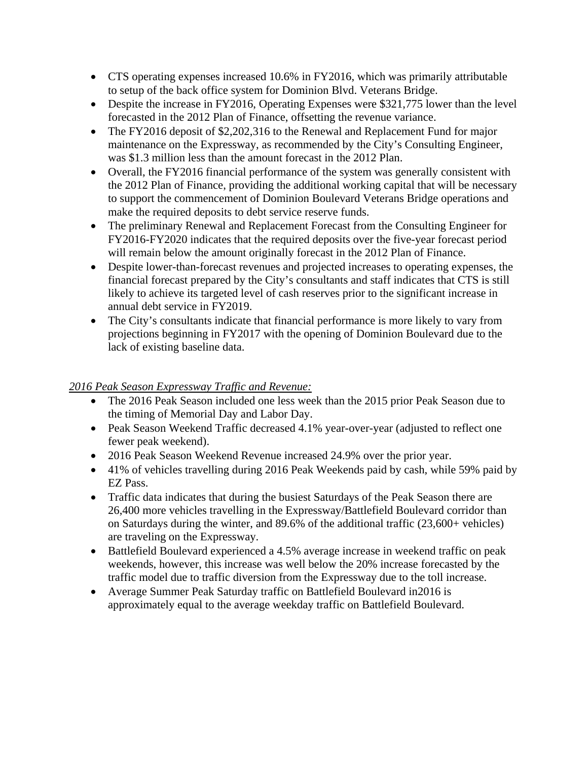- CTS operating expenses increased 10.6% in FY2016, which was primarily attributable to setup of the back office system for Dominion Blvd. Veterans Bridge.
- Despite the increase in FY2016, Operating Expenses were $321,775 lower than the level forecasted in the 2012 Plan of Finance, offsetting the revenue variance.
- The FY2016 deposit of $2,202,316 to the Renewal and Replacement Fund for major maintenance on the Expressway, as recommended by the City's Consulting Engineer, was $1.3 million less than the amount forecast in the 2012 Plan.
- Overall, the FY2016 financial performance of the system was generally consistent with the 2012 Plan of Finance, providing the additional working capital that will be necessary to support the commencement of Dominion Boulevard Veterans Bridge operations and make the required deposits to debt service reserve funds.
- The preliminary Renewal and Replacement Forecast from the Consulting Engineer for FY2016-FY2020 indicates that the required deposits over the five-year forecast period will remain below the amount originally forecast in the 2012 Plan of Finance.
- Despite lower-than-forecast revenues and projected increases to operating expenses, the financial forecast prepared by the City's consultants and staff indicates that CTS is still likely to achieve its targeted level of cash reserves prior to the significant increase in annual debt service in FY2019.
- The City's consultants indicate that financial performance is more likely to vary from projections beginning in FY2017 with the opening of Dominion Boulevard due to the lack of existing baseline data.

*2016 Peak Season Expressway Traffic and Revenue:*

- The 2016 Peak Season included one less week than the 2015 prior Peak Season due to the timing of Memorial Day and Labor Day.
- Peak Season Weekend Traffic decreased 4.1% year-over-year (adjusted to reflect one fewer peak weekend).
- 2016 Peak Season Weekend Revenue increased 24.9% over the prior year.
- 41% of vehicles travelling during 2016 Peak Weekends paid by cash, while 59% paid by EZ Pass.
- Traffic data indicates that during the busiest Saturdays of the Peak Season there are 26,400 more vehicles travelling in the Expressway/Battlefield Boulevard corridor than on Saturdays during the winter, and 89.6% of the additional traffic (23,600+ vehicles) are traveling on the Expressway.
- Battlefield Boulevard experienced a 4.5% average increase in weekend traffic on peak weekends, however, this increase was well below the 20% increase forecasted by the traffic model due to traffic diversion from the Expressway due to the toll increase.
- Average Summer Peak Saturday traffic on Battlefield Boulevard in2016 is approximately equal to the average weekday traffic on Battlefield Boulevard.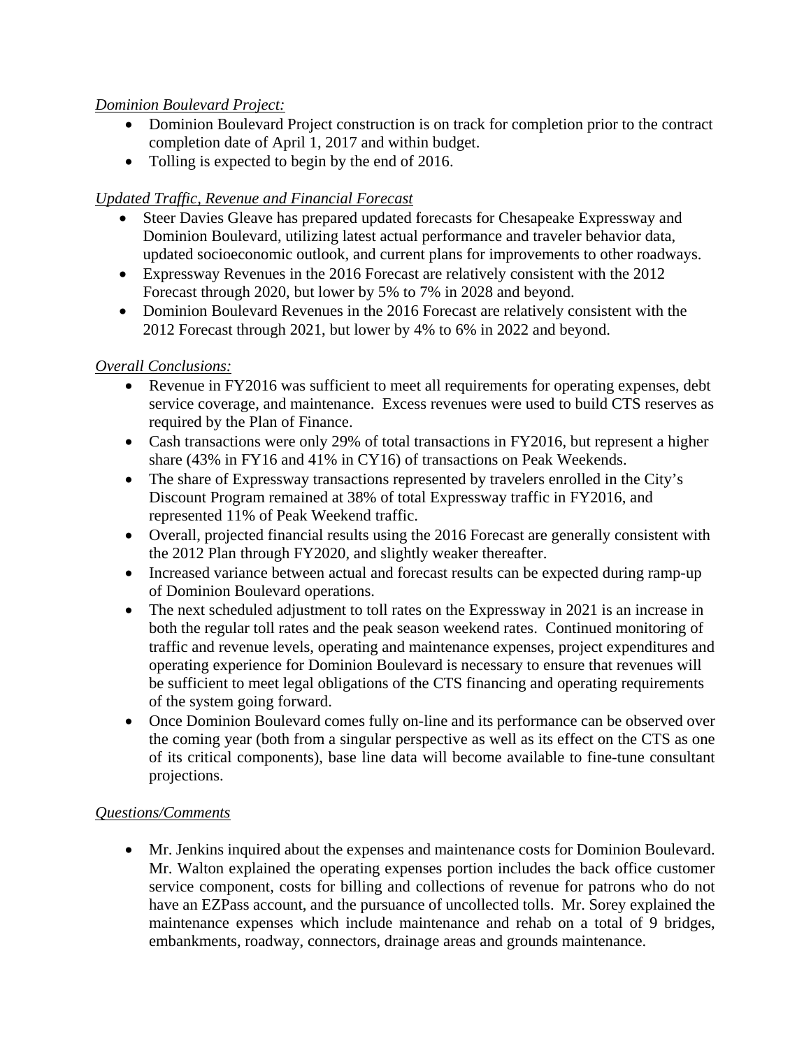*Dominion Boulevard Project:*

- Dominion Boulevard Project construction is on track for completion prior to the contract completion date of April 1, 2017 and within budget.
- Tolling is expected to begin by the end of 2016.

*Updated Traffic, Revenue and Financial Forecast*

- Steer Davies Gleave has prepared updated forecasts for Chesapeake Expressway and Dominion Boulevard, utilizing latest actual performance and traveler behavior data, updated socioeconomic outlook, and current plans for improvements to other roadways.
- Expressway Revenues in the 2016 Forecast are relatively consistent with the 2012 Forecast through 2020, but lower by 5% to 7% in 2028 and beyond.
- Dominion Boulevard Revenues in the 2016 Forecast are relatively consistent with the 2012 Forecast through 2021, but lower by 4% to 6% in 2022 and beyond.

*Overall Conclusions:*

- Revenue in FY2016 was sufficient to meet all requirements for operating expenses, debt service coverage, and maintenance. Excess revenues were used to build CTS reserves as required by the Plan of Finance.
- Cash transactions were only 29% of total transactions in FY2016, but represent a higher share (43% in FY16 and 41% in CY16) of transactions on Peak Weekends.
- The share of Expressway transactions represented by travelers enrolled in the City's Discount Program remained at 38% of total Expressway traffic in FY2016, and represented 11% of Peak Weekend traffic.
- Overall, projected financial results using the 2016 Forecast are generally consistent with the 2012 Plan through FY2020, and slightly weaker thereafter.
- Increased variance between actual and forecast results can be expected during ramp-up of Dominion Boulevard operations.
- The next scheduled adjustment to toll rates on the Expressway in 2021 is an increase in both the regular toll rates and the peak season weekend rates. Continued monitoring of traffic and revenue levels, operating and maintenance expenses, project expenditures and operating experience for Dominion Boulevard is necessary to ensure that revenues will be sufficient to meet legal obligations of the CTS financing and operating requirements of the system going forward.
- Once Dominion Boulevard comes fully on-line and its performance can be observed over the coming year (both from a singular perspective as well as its effect on the CTS as one of its critical components), base line data will become available to fine-tune consultant projections.

*Questions/Comments*

- Mr. Jenkins inquired about the expenses and maintenance costs for Dominion Boulevard. Mr. Walton explained the operating expenses portion includes the back office customer service component, costs for billing and collections of revenue for patrons who do not have an EZPass account, and the pursuance of uncollected tolls. Mr. Sorey explained the maintenance expenses which include maintenance and rehab on a total of 9 bridges, embankments, roadway, connectors, drainage areas and grounds maintenance.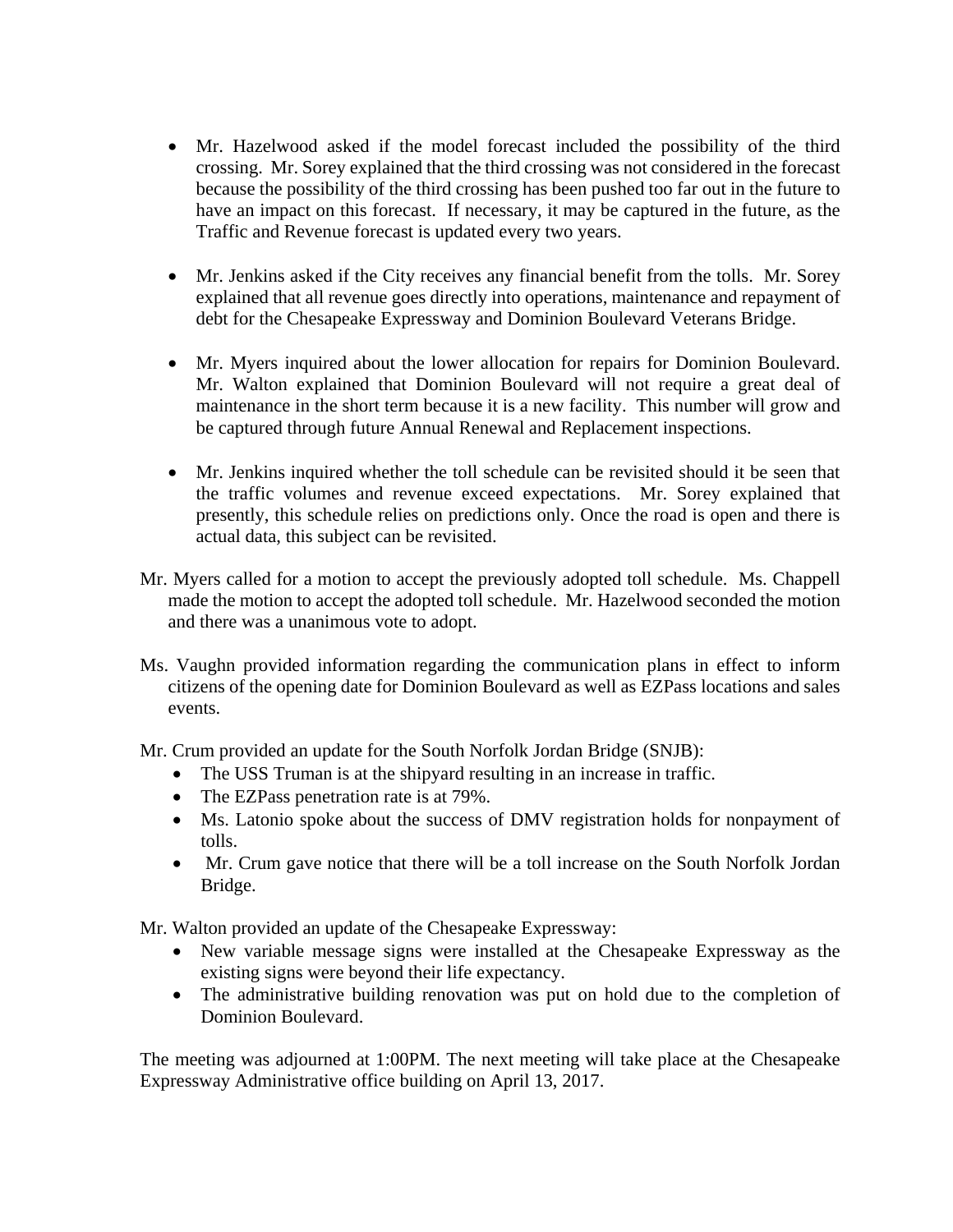- Mr. Hazelwood asked if the model forecast included the possibility of the third crossing. Mr. Sorey explained that the third crossing was not considered in the forecast because the possibility of the third crossing has been pushed too far out in the future to have an impact on this forecast. If necessary, it may be captured in the future, as the Traffic and Revenue forecast is updated every two years.

- Mr. Jenkins asked if the City receives any financial benefit from the tolls. Mr. Sorey explained that all revenue goes directly into operations, maintenance and repayment of debt for the Chesapeake Expressway and Dominion Boulevard Veterans Bridge.

- Mr. Myers inquired about the lower allocation for repairs for Dominion Boulevard. Mr. Walton explained that Dominion Boulevard will not require a great deal of maintenance in the short term because it is a new facility. This number will grow and be captured through future Annual Renewal and Replacement inspections.

- Mr. Jenkins inquired whether the toll schedule can be revisited should it be seen that the traffic volumes and revenue exceed expectations. Mr. Sorey explained that presently, this schedule relies on predictions only. Once the road is open and there is actual data, this subject can be revisited.

Mr. Myers called for a motion to accept the previously adopted toll schedule. Ms. Chappell made the motion to accept the adopted toll schedule. Mr. Hazelwood seconded the motion and there was a unanimous vote to adopt.

Ms. Vaughn provided information regarding the communication plans in effect to inform citizens of the opening date for Dominion Boulevard as well as EZPass locations and sales events.

Mr. Crum provided an update for the South Norfolk Jordan Bridge (SNJB):

- The USS Truman is at the shipyard resulting in an increase in traffic.
- The EZPass penetration rate is at 79%.
- Ms. Latonio spoke about the success of DMV registration holds for nonpayment of tolls.
- Mr. Crum gave notice that there will be a toll increase on the South Norfolk Jordan Bridge.

Mr. Walton provided an update of the Chesapeake Expressway:

- New variable message signs were installed at the Chesapeake Expressway as the existing signs were beyond their life expectancy.
- The administrative building renovation was put on hold due to the completion of Dominion Boulevard.

The meeting was adjourned at 1:00PM. The next meeting will take place at the Chesapeake Expressway Administrative office building on April 13, 2017.